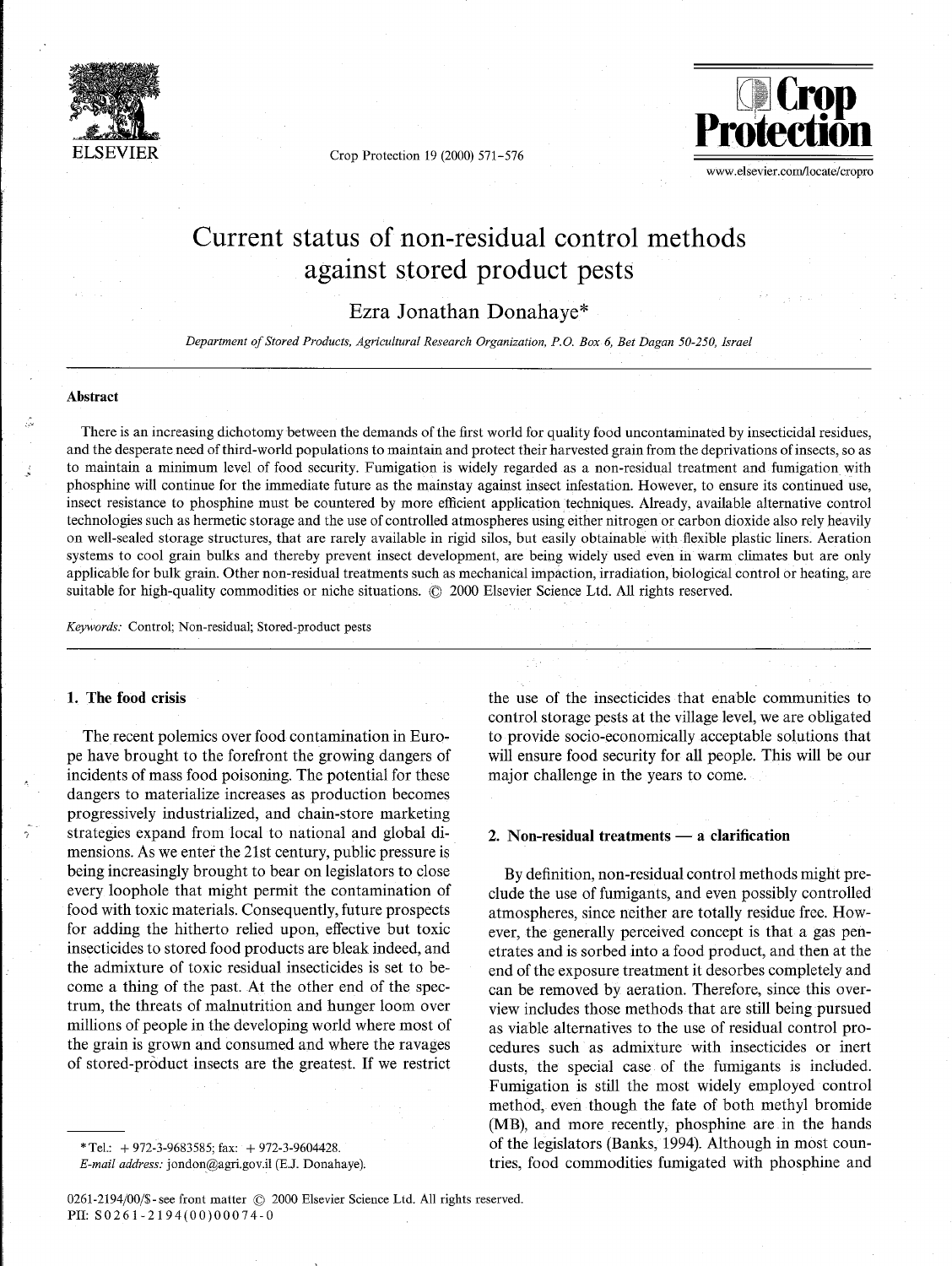# Current status of non-residual control methods against stored product pests

Ezra Jonathan Donahaye*

*Department of Stored Products, Agricultural Research Organization, P.O. Box 6, Bet Dagan 50-250, Israel*

## Abstract

There is an increasing dichotomy between the demands of the first world for quality food uncontaminated by insecticidal residues, and the desperate need of third-world populations to maintain and protect their harvested grain from the deprivations of insects, so as to maintain a minimum level of food security. Fumigation is widely regarded as a non-residual treatment and fumigation with phosphine will continue for the immediate future as the mainstay against insect infestation. However, to ensure its continued use, insect resistance to phosphine must be countered by more efficient application techniques. Already, available alternative control technologies such as hermetic storage and the use of controlled atmospheres using either nitrogen or carbon dioxide also rely heavily on well-sealed storage structures, that are rarely available in rigid silos, but easily obtainable with flexible plastic liners. Aeration systems to cool grain bulks and thereby prevent insect development, are being widely used even in warm climates but are only applicable for bulk grain. Other non-residual treatments such as mechanical impaction, irradiation, biological control or heating, are suitable for high-quality commodities or niche situations. © 2000 Elsevier Science Ltd. All rights reserved.

*Keywords:* Control; Non-residual; Stored-product pests

## 1. The food crisis

The recent polemics over food contamination in Europe have brought to the forefront the growing dangers of incidents of mass food poisoning. The potential for these dangers to materialize increases as production becomes progressively industrialized, and chain-store marketing strategies expand from local to national and global dimensions. As we enter the 21st century, public pressure is being increasingly brought to bear on legislators to close every loophole that might permit the contamination of food with toxic materials. Consequently, future prospects for adding the hitherto relied upon, effective but toxic insecticides to stored food products are bleak indeed, and the admixture of toxic residual insecticides is set to become a thing of the past. At the other end of the spectrum, the threats of malnutrition and hunger loom over millions of people in the developing world where most of the grain is grown and consumed and where the ravages of stored-product insects are the greatest. If we restrict the use of the insecticides that enable communities to control storage pests at the village level, we are obligated to provide socio-economically acceptable solutions that will ensure food security for all people. This will be our major challenge in the years to come.

## 2. Non-residual treatments — a clarification

By definition, non-residual control methods might preclude the use of fumigants, and even possibly controlled atmospheres, since neither are totally residue free. However, the generally perceived concept is that a gas penetrates and is sorbed into a food product, and then at the end of the exposure treatment it desorbes completely and can be removed by aeration. Therefore, since this overview includes those methods that are still being pursued as viable alternatives to the use of residual control procedures such as admixture with insecticides or inert dusts, the special case of the fumigants is included. Fumigation is still the most widely employed control method, even though the fate of both methyl bromide (MB), and more recently, phosphine are in the hands of the legislators (Banks, 1994). Although in most countries, food commodities fumigated with phosphine and

---

*Tel.: + 972-3-9683585; fax: + 972-3-9604428.
*E-mail address:* jondon@agri.gov.il (E.J. Donahaye).

0261-2194/00/$ - see front matter © 2000 Elsevier Science Ltd. All rights reserved.
PII: S0261-2194(00)00074-0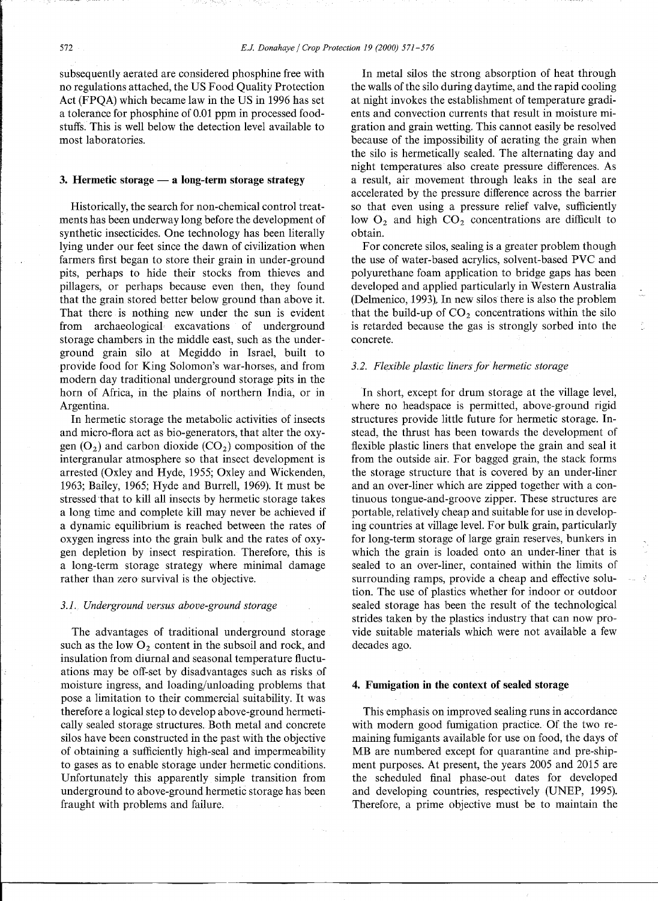subsequently aerated are considered phosphine free with no regulations attached, the US Food Quality Protection Act (FPQA) which became law in the US in 1996 has set a tolerance for phosphine of 0.01 ppm in processed foodstuffs. This is well below the detection level available to most laboratories.

## 3. Hermetic storage — a long-term storage strategy

Historically, the search for non-chemical control treatments has been underway long before the development of synthetic insecticides. One technology has been literally lying under our feet since the dawn of civilization when farmers first began to store their grain in under-ground pits, perhaps to hide their stocks from thieves and pillagers, or perhaps because even then, they found that the grain stored better below ground than above it. That there is nothing new under the sun is evident from archaeological excavations of underground storage chambers in the middle east, such as the underground grain silo at Megiddo in Israel, built to provide food for King Solomon's war-horses, and from modern day traditional underground storage pits in the horn of Africa, in the plains of northern India, or in Argentina.

In hermetic storage the metabolic activities of insects and micro-flora act as bio-generators, that alter the oxygen ($O_2$) and carbon dioxide ($CO_2$) composition of the intergranular atmosphere so that insect development is arrested (Oxley and Hyde, 1955; Oxley and Wickenden, 1963; Bailey, 1965; Hyde and Burrell, 1969). It must be stressed that to kill all insects by hermetic storage takes a long time and complete kill may never be achieved if a dynamic equilibrium is reached between the rates of oxygen ingress into the grain bulk and the rates of oxygen depletion by insect respiration. Therefore, this is a long-term storage strategy where minimal damage rather than zero survival is the objective.

### 3.1. Underground versus above-ground storage

The advantages of traditional underground storage such as the low $O_2$ content in the subsoil and rock, and insulation from diurnal and seasonal temperature fluctuations may be off-set by disadvantages such as risks of moisture ingress, and loading/unloading problems that pose a limitation to their commercial suitability. It was therefore a logical step to develop above-ground hermetically sealed storage structures. Both metal and concrete silos have been constructed in the past with the objective of obtaining a sufficiently high-seal and impermeability to gases as to enable storage under hermetic conditions. Unfortunately this apparently simple transition from underground to above-ground hermetic storage has been fraught with problems and failure.

In metal silos the strong absorption of heat through the walls of the silo during daytime, and the rapid cooling at night invokes the establishment of temperature gradients and convection currents that result in moisture migration and grain wetting. This cannot easily be resolved because of the impossibility of aerating the grain when the silo is hermetically sealed. The alternating day and night temperatures also create pressure differences. As a result, air movement through leaks in the seal are accelerated by the pressure difference across the barrier so that even using a pressure relief valve, sufficiently low $O_2$ and high $CO_2$ concentrations are difficult to obtain.

For concrete silos, sealing is a greater problem though the use of water-based acrylics, solvent-based PVC and polyurethane foam application to bridge gaps has been developed and applied particularly in Western Australia (Delmenico, 1993). In new silos there is also the problem that the build-up of $CO_2$ concentrations within the silo is retarded because the gas is strongly sorbed into the concrete.

### 3.2. Flexible plastic liners for hermetic storage

In short, except for drum storage at the village level, where no headspace is permitted, above-ground rigid structures provide little future for hermetic storage. Instead, the thrust has been towards the development of flexible plastic liners that envelope the grain and seal it from the outside air. For bagged grain, the stack forms the storage structure that is covered by an under-liner and an over-liner which are zipped together with a continuous tongue-and-groove zipper. These structures are portable, relatively cheap and suitable for use in developing countries at village level. For bulk grain, particularly for long-term storage of large grain reserves, bunkers in which the grain is loaded onto an under-liner that is sealed to an over-liner, contained within the limits of surrounding ramps, provide a cheap and effective solution. The use of plastics whether for indoor or outdoor sealed storage has been the result of the technological strides taken by the plastics industry that can now provide suitable materials which were not available a few decades ago.

## 4. Fumigation in the context of sealed storage

This emphasis on improved sealing runs in accordance with modern good fumigation practice. Of the two remaining fumigants available for use on food, the days of MB are numbered except for quarantine and pre-shipment purposes. At present, the years 2005 and 2015 are the scheduled final phase-out dates for developed and developing countries, respectively (UNEP, 1995). Therefore, a prime objective must be to maintain the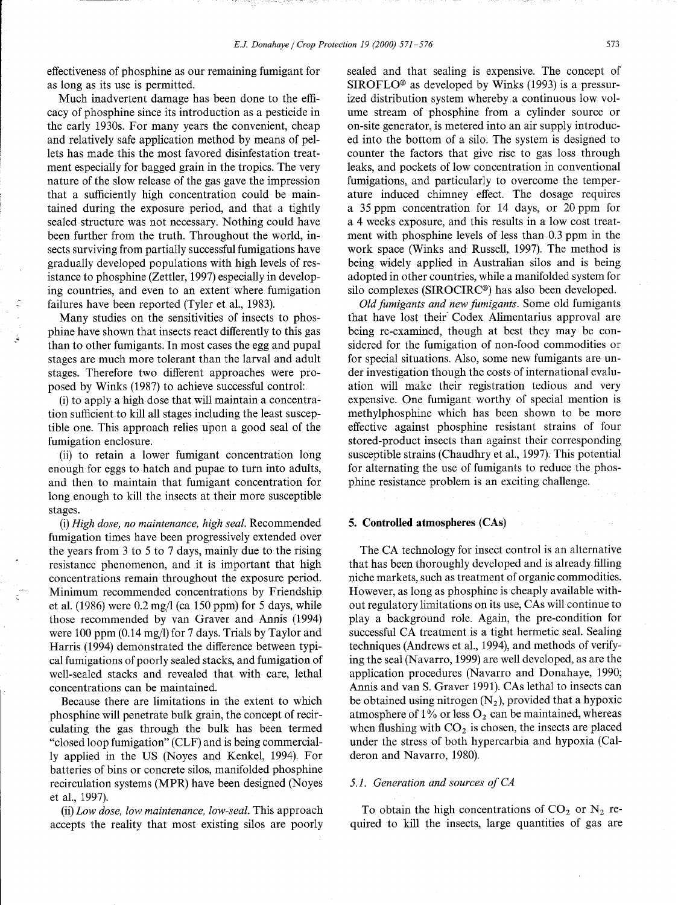effectiveness of phosphine as our remaining fumigant for as long as its use is permitted.

Much inadvertent damage has been done to the efficacy of phosphine since its introduction as a pesticide in the early 1930s. For many years the convenient, cheap and relatively safe application method by means of pellets has made this the most favored disinfestation treatment especially for bagged grain in the tropics. The very nature of the slow release of the gas gave the impression that a sufficiently high concentration could be maintained during the exposure period, and that a tightly sealed structure was not necessary. Nothing could have been further from the truth. Throughout the world, insects surviving from partially successful fumigations have gradually developed populations with high levels of resistance to phosphine (Zettler, 1997) especially in developing countries, and even to an extent where fumigation failures have been reported (Tyler et al., 1983).

Many studies on the sensitivities of insects to phosphine have shown that insects react differently to this gas than to other fumigants. In most cases the egg and pupal stages are much more tolerant than the larval and adult stages. Therefore two different approaches were proposed by Winks (1987) to achieve successful control:

(i) to apply a high dose that will maintain a concentration sufficient to kill all stages including the least susceptible one. This approach relies upon a good seal of the fumigation enclosure.

(ii) to retain a lower fumigant concentration long enough for eggs to hatch and pupae to turn into adults, and then to maintain that fumigant concentration for long enough to kill the insects at their more susceptible stages.

(i) *High dose, no maintenance, high seal.* Recommended fumigation times have been progressively extended over the years from 3 to 5 to 7 days, mainly due to the rising resistance phenomenon, and it is important that high concentrations remain throughout the exposure period. Minimum recommended concentrations by Friendship et al. (1986) were 0.2 mg/l (ca 150 ppm) for 5 days, while those recommended by van Graver and Annis (1994) were 100 ppm (0.14 mg/l) for 7 days. Trials by Taylor and Harris (1994) demonstrated the difference between typical fumigations of poorly sealed stacks, and fumigation of well-sealed stacks and revealed that with care, lethal concentrations can be maintained.

Because there are limitations in the extent to which phosphine will penetrate bulk grain, the concept of recirculating the gas through the bulk has been termed "closed loop fumigation" (CLF) and is being commercially applied in the US (Noyes and Kenkel, 1994). For batteries of bins or concrete silos, manifolded phosphine recirculation systems (MPR) have been designed (Noyes et al., 1997).

(ii) *Low dose, low maintenance, low-seal.* This approach accepts the reality that most existing silos are poorly sealed and that sealing is expensive. The concept of SIROFLO® as developed by Winks (1993) is a pressurized distribution system whereby a continuous low volume stream of phosphine from a cylinder source or on-site generator, is metered into an air supply introduced into the bottom of a silo. The system is designed to counter the factors that give rise to gas loss through leaks, and pockets of low concentration in conventional fumigations, and particularly to overcome the temperature induced chimney effect. The dosage requires a 35 ppm concentration for 14 days, or 20 ppm for a 4 weeks exposure, and this results in a low cost treatment with phosphine levels of less than 0.3 ppm in the work space (Winks and Russell, 1997). The method is being widely applied in Australian silos and is being adopted in other countries, while a manifolded system for silo complexes (SIROCIRC®) has also been developed.

*Old fumigants and new fumigants.* Some old fumigants that have lost their Codex Alimentarius approval are being re-examined, though at best they may be considered for the fumigation of non-food commodities or for special situations. Also, some new fumigants are under investigation though the costs of international evaluation will make their registration tedious and very expensive. One fumigant worthy of special mention is methylphosphine which has been shown to be more effective against phosphine resistant strains of four stored-product insects than against their corresponding susceptible strains (Chaudhry et al., 1997). This potential for alternating the use of fumigants to reduce the phosphine resistance problem is an exciting challenge.

## 5. Controlled atmospheres (CAs)

The CA technology for insect control is an alternative that has been thoroughly developed and is already filling niche markets, such as treatment of organic commodities. However, as long as phosphine is cheaply available without regulatory limitations on its use, CAs will continue to play a background role. Again, the pre-condition for successful CA treatment is a tight hermetic seal. Sealing techniques (Andrews et al., 1994), and methods of verifying the seal (Navarro, 1999) are well developed, as are the application procedures (Navarro and Donahaye, 1990; Annis and van S. Graver 1991). CAs lethal to insects can be obtained using nitrogen ($N_2$), provided that a hypoxic atmosphere of 1% or less $O_2$ can be maintained, whereas when flushing with $CO_2$ is chosen, the insects are placed under the stress of both hypercarbia and hypoxia (Calderon and Navarro, 1980).

### 5.1. Generation and sources of CA

To obtain the high concentrations of $CO_2$ or $N_2$ required to kill the insects, large quantities of gas are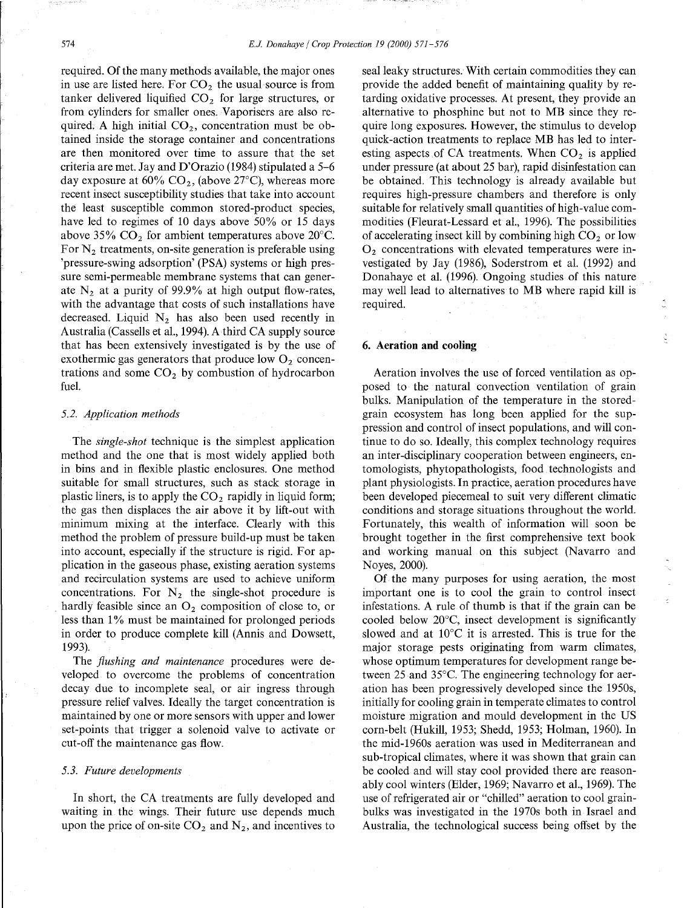required. Of the many methods available, the major ones in use are listed here. For $CO_2$ the usual source is from tanker delivered liquified $CO_2$ for large structures, or from cylinders for smaller ones. Vaporisers are also required. A high initial $CO_2$, concentration must be obtained inside the storage container and concentrations are then monitored over time to assure that the set criteria are met. Jay and D'Orazio (1984) stipulated a 5–6 day exposure at 60% $CO_2$, (above 27°C), whereas more recent insect susceptibility studies that take into account the least susceptible common stored-product species, have led to regimes of 10 days above 50% or 15 days above 35% $CO_2$ for ambient temperatures above 20°C. For $N_2$ treatments, on-site generation is preferable using 'pressure-swing adsorption' (PSA) systems or high pressure semi-permeable membrane systems that can generate $N_2$ at a purity of 99.9% at high output flow-rates, with the advantage that costs of such installations have decreased. Liquid $N_2$ has also been used recently in Australia (Cassells et al., 1994). A third CA supply source that has been extensively investigated is by the use of exothermic gas generators that produce low $O_2$ concentrations and some $CO_2$ by combustion of hydrocarbon fuel.

### 5.2. Application methods

The *single-shot* technique is the simplest application method and the one that is most widely applied both in bins and in flexible plastic enclosures. One method suitable for small structures, such as stack storage in plastic liners, is to apply the $CO_2$ rapidly in liquid form; the gas then displaces the air above it by lift-out with minimum mixing at the interface. Clearly with this method the problem of pressure build-up must be taken into account, especially if the structure is rigid. For application in the gaseous phase, existing aeration systems and recirculation systems are used to achieve uniform concentrations. For $N_2$ the single-shot procedure is hardly feasible since an $O_2$ composition of close to, or less than 1% must be maintained for prolonged periods in order to produce complete kill (Annis and Dowsett, 1993).

The *flushing and maintenance* procedures were developed to overcome the problems of concentration decay due to incomplete seal, or air ingress through pressure relief valves. Ideally the target concentration is maintained by one or more sensors with upper and lower set-points that trigger a solenoid valve to activate or cut-off the maintenance gas flow.

### 5.3. Future developments

In short, the CA treatments are fully developed and waiting in the wings. Their future use depends much upon the price of on-site $CO_2$ and $N_2$, and incentives to seal leaky structures. With certain commodities they can provide the added benefit of maintaining quality by retarding oxidative processes. At present, they provide an alternative to phosphine but not to MB since they require long exposures. However, the stimulus to develop quick-action treatments to replace MB has led to interesting aspects of CA treatments. When $CO_2$ is applied under pressure (at about 25 bar), rapid disinfestation can be obtained. This technology is already available but requires high-pressure chambers and therefore is only suitable for relatively small quantities of high-value commodities (Fleurat-Lessard et al., 1996). The possibilities of accelerating insect kill by combining high $CO_2$ or low $O_2$ concentrations with elevated temperatures were investigated by Jay (1986), Soderstrom et al. (1992) and Donahaye et al. (1996). Ongoing studies of this nature may well lead to alternatives to MB where rapid kill is required.

## 6. Aeration and cooling

Aeration involves the use of forced ventilation as opposed to the natural convection ventilation of grain bulks. Manipulation of the temperature in the stored-grain ecosystem has long been applied for the suppression and control of insect populations, and will continue to do so. Ideally, this complex technology requires an inter-disciplinary cooperation between engineers, entomologists, phytopathologists, food technologists and plant physiologists. In practice, aeration procedures have been developed piecemeal to suit very different climatic conditions and storage situations throughout the world. Fortunately, this wealth of information will soon be brought together in the first comprehensive text book and working manual on this subject (Navarro and Noyes, 2000).

Of the many purposes for using aeration, the most important one is to cool the grain to control insect infestations. A rule of thumb is that if the grain can be cooled below 20°C, insect development is significantly slowed and at 10°C it is arrested. This is true for the major storage pests originating from warm climates, whose optimum temperatures for development range between 25 and 35°C. The engineering technology for aeration has been progressively developed since the 1950s, initially for cooling grain in temperate climates to control moisture migration and mould development in the US corn-belt (Hukill, 1953; Shedd, 1953; Holman, 1960). In the mid-1960s aeration was used in Mediterranean and sub-tropical climates, where it was shown that grain can be cooled and will stay cool provided there are reasonably cool winters (Elder, 1969; Navarro et al., 1969). The use of refrigerated air or "chilled" aeration to cool grain-bulks was investigated in the 1970s both in Israel and Australia, the technological success being offset by the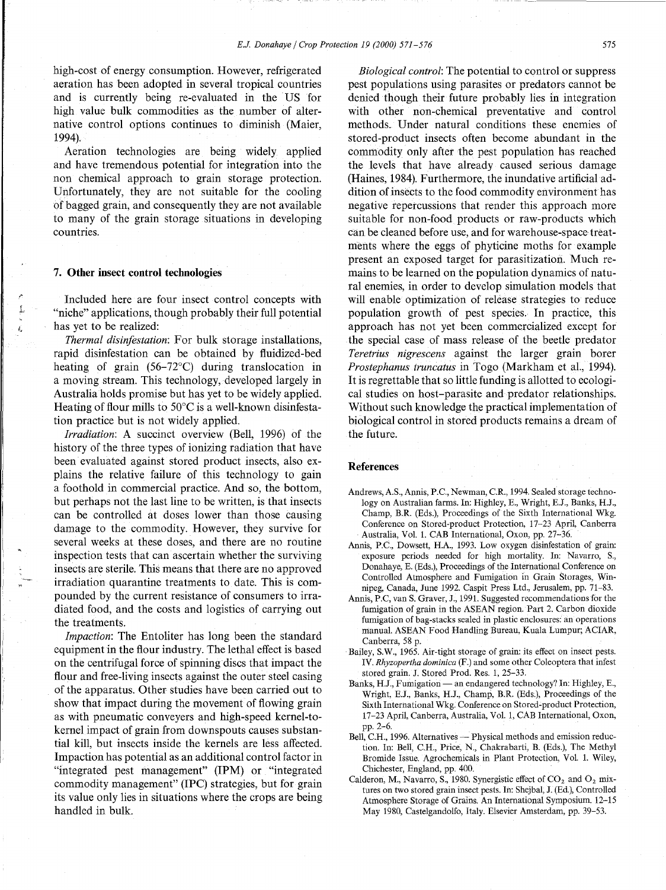high-cost of energy consumption. However, refrigerated aeration has been adopted in several tropical countries and is currently being re-evaluated in the US for high value bulk commodities as the number of alternative control options continues to diminish (Maier, 1994).

Aeration technologies are being widely applied and have tremendous potential for integration into the non chemical approach to grain storage protection. Unfortunately, they are not suitable for the cooling of bagged grain, and consequently they are not available to many of the grain storage situations in developing countries.

## 7. Other insect control technologies

Included here are four insect control concepts with "niche" applications, though probably their full potential has yet to be realized:

*Thermal disinfestation*: For bulk storage installations, rapid disinfestation can be obtained by fluidized-bed heating of grain (56–72°C) during translocation in a moving stream. This technology, developed largely in Australia holds promise but has yet to be widely applied. Heating of flour mills to 50°C is a well-known disinfestation practice but is not widely applied.

*Irradiation*: A succinct overview (Bell, 1996) of the history of the three types of ionizing radiation that have been evaluated against stored product insects, also explains the relative failure of this technology to gain a foothold in commercial practice. And so, the bottom, but perhaps not the last line to be written, is that insects can be controlled at doses lower than those causing damage to the commodity. However, they survive for several weeks at these doses, and there are no routine inspection tests that can ascertain whether the surviving insects are sterile. This means that there are no approved irradiation quarantine treatments to date. This is compounded by the current resistance of consumers to irradiated food, and the costs and logistics of carrying out the treatments.

*Impaction*: The Entoliter has long been the standard equipment in the flour industry. The lethal effect is based on the centrifugal force of spinning discs that impact the flour and free-living insects against the outer steel casing of the apparatus. Other studies have been carried out to show that impact during the movement of flowing grain as with pneumatic conveyers and high-speed kernel-to-kernel impact of grain from downspouts causes substantial kill, but insects inside the kernels are less affected. Impaction has potential as an additional control factor in "integrated pest management" (IPM) or "integrated commodity management" (IPC) strategies, but for grain its value only lies in situations where the crops are being handled in bulk.

*Biological control*: The potential to control or suppress pest populations using parasites or predators cannot be denied though their future probably lies in integration with other non-chemical preventative and control methods. Under natural conditions these enemies of stored-product insects often become abundant in the commodity only after the pest population has reached the levels that have already caused serious damage (Haines, 1984). Furthermore, the inundative artificial addition of insects to the food commodity environment has negative repercussions that render this approach more suitable for non-food products or raw-products which can be cleaned before use, and for warehouse-space treatments where the eggs of phyticine moths for example present an exposed target for parasitization. Much remains to be learned on the population dynamics of natural enemies, in order to develop simulation models that will enable optimization of release strategies to reduce population growth of pest species. In practice, this approach has not yet been commercialized except for the special case of mass release of the beetle predator *Teretrius nigrescens* against the larger grain borer *Prostephanus truncatus* in Togo (Markham et al., 1994). It is regrettable that so little funding is allotted to ecological studies on host–parasite and predator relationships. Without such knowledge the practical implementation of biological control in stored products remains a dream of the future.

## References

Andrews, A.S., Annis, P.C., Newman, C.R., 1994. Sealed storage technology on Australian farms. In: Highley, E., Wright, E.J., Banks, H.J., Champ, B.R. (Eds.), Proceedings of the Sixth International Wkg. Conference on Stored-product Protection, 17–23 April, Canberra Australia, Vol. 1. CAB International, Oxon, pp. 27–36.

Annis, P.C., Dowsett, H.A., 1993. Low oxygen disinfestation of grain: exposure periods needed for high mortality. In: Navarro, S., Donahaye, E. (Eds.), Proceedings of the International Conference on Controlled Atmosphere and Fumigation in Grain Storages, Winnipeg, Canada, June 1992. Caspit Press Ltd., Jerusalem, pp. 71–83.

Annis, P.C, van S. Graver, J., 1991. Suggested recommendations for the fumigation of grain in the ASEAN region. Part 2. Carbon dioxide fumigation of bag-stacks sealed in plastic enclosures: an operations manual. ASEAN Food Handling Bureau, Kuala Lumpur; ACIAR, Canberra, 58 p.

Bailey, S.W., 1965. Air-tight storage of grain: its effect on insect pests. IV. *Rhyzopertha dominica* (F.) and some other Coleoptera that infest stored grain. J. Stored Prod. Res. 1, 25–33.

Banks, H.J., Fumigation — an endangered technology? In: Highley, E., Wright, E.J., Banks, H.J., Champ, B.R. (Eds.), Proceedings of the Sixth International Wkg. Conference on Stored-product Protection, 17–23 April, Canberra, Australia, Vol. 1, CAB International, Oxon, pp. 2–6.

Bell, C.H., 1996. Alternatives — Physical methods and emission reduction. In: Bell, C.H., Price, N., Chakrabarti, B. (Eds.), The Methyl Bromide Issue. Agrochemicals in Plant Protection, Vol. 1. Wiley, Chichester, England, pp. 400.

Calderon, M., Navarro, S., 1980. Synergistic effect of $CO_2$ and $O_2$ mixtures on two stored grain insect pests. In: Shejbal, J. (Ed.), Controlled Atmosphere Storage of Grains. An International Symposium. 12–15 May 1980, Castelgandolfo, Italy. Elsevier Amsterdam, pp. 39–53.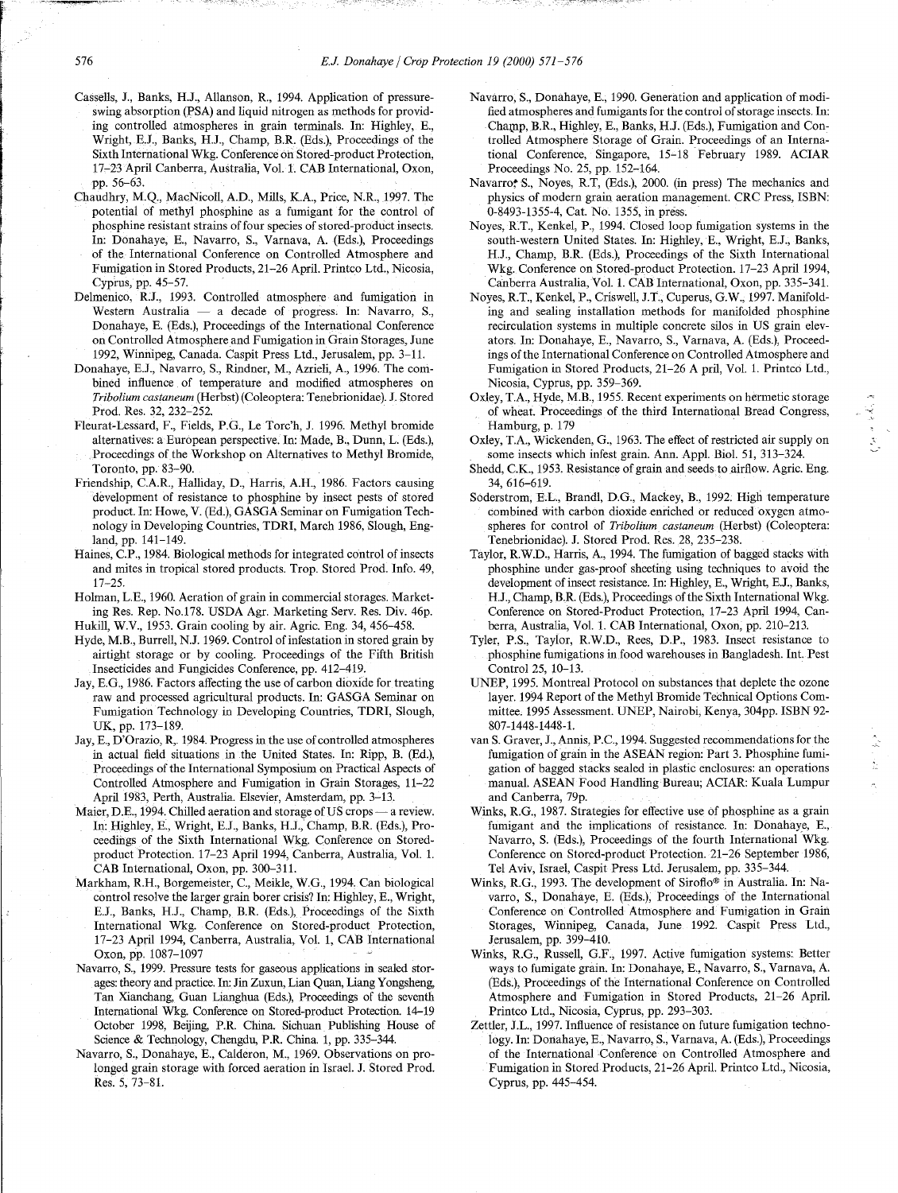Cassells, J., Banks, H.J., Allanson, R., 1994. Application of pressure-swing absorption (PSA) and liquid nitrogen as methods for providing controlled atmospheres in grain terminals. In: Highley, E., Wright, E.J., Banks, H.J., Champ, B.R. (Eds.), Proceedings of the Sixth International Wkg. Conference on Stored-product Protection, 17–23 April Canberra, Australia, Vol. 1. CAB International, Oxon, pp. 56–63.

Chaudhry, M.Q., MacNicoll, A.D., Mills, K.A., Price, N.R., 1997. The potential of methyl phosphine as a fumigant for the control of phosphine resistant strains of four species of stored-product insects. In: Donahaye, E., Navarro, S., Varnava, A. (Eds.), Proceedings of the International Conference on Controlled Atmosphere and Fumigation in Stored Products, 21–26 April. Printco Ltd., Nicosia, Cyprus, pp. 45–57.

Delmenico, R.J., 1993. Controlled atmosphere and fumigation in Western Australia — a decade of progress. In: Navarro, S., Donahaye, E. (Eds.), Proceedings of the International Conference on Controlled Atmosphere and Fumigation in Grain Storages, June 1992, Winnipeg, Canada. Caspit Press Ltd., Jerusalem, pp. 3–11.

Donahaye, E.J., Navarro, S., Rindner, M., Azrieli, A., 1996. The combined influence of temperature and modified atmospheres on *Tribolium castaneum* (Herbst) (Coleoptera: Tenebrionidae). J. Stored Prod. Res. 32, 232–252.

Fleurat-Lessard, F., Fields, P.G., Le Torc'h, J. 1996. Methyl bromide alternatives: a European perspective. In: Made, B., Dunn, L. (Eds.), Proceedings of the Workshop on Alternatives to Methyl Bromide, Toronto, pp. 83–90.

Friendship, C.A.R., Halliday, D., Harris, A.H., 1986. Factors causing development of resistance to phosphine by insect pests of stored product. In: Howe, V. (Ed.), GASGA Seminar on Fumigation Technology in Developing Countries, TDRI, March 1986, Slough, England, pp. 141–149.

Haines, C.P., 1984. Biological methods for integrated control of insects and mites in tropical stored products. Trop. Stored Prod. Info. 49, 17–25.

Holman, L.E., 1960. Aeration of grain in commercial storages. Marketing Res. Rep. No.178. USDA Agr. Marketing Serv. Res. Div. 46p.

Hukill, W.V., 1953. Grain cooling by air. Agric. Eng. 34, 456–458.

Hyde, M.B., Burrell, N.J. 1969. Control of infestation in stored grain by airtight storage or by cooling. Proceedings of the Fifth British Insecticides and Fungicides Conference, pp. 412–419.

Jay, E.G., 1986. Factors affecting the use of carbon dioxide for treating raw and processed agricultural products. In: GASGA Seminar on Fumigation Technology in Developing Countries, TDRI, Slough, UK, pp. 173–189.

Jay, E., D'Orazio, R., 1984. Progress in the use of controlled atmospheres in actual field situations in the United States. In: Ripp, B. (Ed.), Proceedings of the International Symposium on Practical Aspects of Controlled Atmosphere and Fumigation in Grain Storages, 11–22 April 1983, Perth, Australia. Elsevier, Amsterdam, pp. 3–13.

Maier, D.E., 1994. Chilled aeration and storage of US crops — a review. In: Highley, E., Wright, E.J., Banks, H.J., Champ, B.R. (Eds.), Proceedings of the Sixth International Wkg. Conference on Stored-product Protection. 17–23 April 1994, Canberra, Australia, Vol. 1. CAB International, Oxon, pp. 300–311.

Markham, R.H., Borgemeister, C., Meikle, W.G., 1994. Can biological control resolve the larger grain borer crisis? In: Highley, E., Wright, E.J., Banks, H.J., Champ, B.R. (Eds.), Proceedings of the Sixth International Wkg. Conference on Stored-product Protection, 17–23 April 1994, Canberra, Australia, Vol. 1, CAB International Oxon, pp. 1087–1097

Navarro, S., 1999. Pressure tests for gaseous applications in sealed storages: theory and practice. In: Jin Zuxun, Lian Quan, Liang Yongsheng, Tan Xianchang, Guan Lianghua (Eds.), Proceedings of the seventh International Wkg. Conference on Stored-product Protection. 14–19 October 1998, Beijing, P.R. China. Sichuan Publishing House of Science & Technology, Chengdu, P.R. China. 1, pp. 335–344.

Navarro, S., Donahaye, E., Calderon, M., 1969. Observations on prolonged grain storage with forced aeration in Israel. J. Stored Prod. Res. 5, 73–81.

Navarro, S., Donahaye, E., 1990. Generation and application of modified atmospheres and fumigants for the control of storage insects. In: Champ, B.R., Highley, E., Banks, H.J. (Eds.), Fumigation and Controlled Atmosphere Storage of Grain. Proceedings of an International Conference, Singapore, 15–18 February 1989. ACIAR Proceedings No. 25, pp. 152–164.

Navarro, S., Noyes, R.T, (Eds.), 2000. (in press) The mechanics and physics of modern grain aeration management. CRC Press, ISBN: 0-8493-1355-4, Cat. No. 1355, in press.

Noyes, R.T., Kenkel, P., 1994. Closed loop fumigation systems in the south-western United States. In: Highley, E., Wright, E.J., Banks, H.J., Champ, B.R. (Eds.), Proceedings of the Sixth International Wkg. Conference on Stored-product Protection. 17–23 April 1994, Canberra Australia, Vol. 1. CAB International, Oxon, pp. 335–341.

Noyes, R.T., Kenkel, P., Criswell, J.T., Cuperus, G.W., 1997. Manifolding and sealing installation methods for manifolded phosphine recirculation systems in multiple concrete silos in US grain elevators. In: Donahaye, E., Navarro, S., Varnava, A. (Eds.), Proceedings of the International Conference on Controlled Atmosphere and Fumigation in Stored Products, 21–26 A pril, Vol. 1. Printco Ltd., Nicosia, Cyprus, pp. 359–369.

Oxley, T.A., Hyde, M.B., 1955. Recent experiments on hermetic storage of wheat. Proceedings of the third International Bread Congress, Hamburg, p. 179

Oxley, T.A., Wickenden, G., 1963. The effect of restricted air supply on some insects which infest grain. Ann. Appl. Biol. 51, 313–324.

Shedd, C.K., 1953. Resistance of grain and seeds to airflow. Agric. Eng. 34, 616–619.

Soderstrom, E.L., Brandl, D.G., Mackey, B., 1992. High temperature combined with carbon dioxide enriched or reduced oxygen atmospheres for control of *Tribolium castaneum* (Herbst) (Coleoptera: Tenebrionidae). J. Stored Prod. Res. 28, 235–238.

Taylor, R.W.D., Harris, A., 1994. The fumigation of bagged stacks with phosphine under gas-proof sheeting using techniques to avoid the development of insect resistance. In: Highley, E., Wright, E.J., Banks, H.J., Champ, B.R. (Eds.), Proceedings of the Sixth International Wkg. Conference on Stored-Product Protection, 17–23 April 1994, Canberra, Australia, Vol. 1. CAB International, Oxon, pp. 210–213.

Tyler, P.S., Taylor, R.W.D., Rees, D.P., 1983. Insect resistance to phosphine fumigations in food warehouses in Bangladesh. Int. Pest Control 25, 10–13.

UNEP, 1995. Montreal Protocol on substances that deplete the ozone layer. 1994 Report of the Methyl Bromide Technical Options Committee. 1995 Assessment. UNEP, Nairobi, Kenya, 304pp. ISBN 92-807-1448-1448-1.

van S. Graver, J., Annis, P.C., 1994. Suggested recommendations for the fumigation of grain in the ASEAN region: Part 3. Phosphine fumigation of bagged stacks sealed in plastic enclosures: an operations manual. ASEAN Food Handling Bureau; ACIAR: Kuala Lumpur and Canberra, 79p.

Winks, R.G., 1987. Strategies for effective use of phosphine as a grain fumigant and the implications of resistance. In: Donahaye, E., Navarro, S. (Eds.), Proceedings of the fourth International Wkg. Conference on Stored-product Protection. 21–26 September 1986, Tel Aviv, Israel, Caspit Press Ltd. Jerusalem, pp. 335–344.

Winks, R.G., 1993. The development of Siroflo® in Australia. In: Navarro, S., Donahaye, E. (Eds.), Proceedings of the International Conference on Controlled Atmosphere and Fumigation in Grain Storages, Winnipeg, Canada, June 1992. Caspit Press Ltd., Jerusalem, pp. 399–410.

Winks, R.G., Russell, G.F., 1997. Active fumigation systems: Better ways to fumigate grain. In: Donahaye, E., Navarro, S., Varnava, A. (Eds.), Proceedings of the International Conference on Controlled Atmosphere and Fumigation in Stored Products, 21–26 April. Printco Ltd., Nicosia, Cyprus, pp. 293–303.

Zettler, J.L., 1997. Influence of resistance on future fumigation technology. In: Donahaye, E., Navarro, S., Varnava, A. (Eds.), Proceedings of the International Conference on Controlled Atmosphere and Fumigation in Stored Products, 21–26 April. Printco Ltd., Nicosia, Cyprus, pp. 445–454.